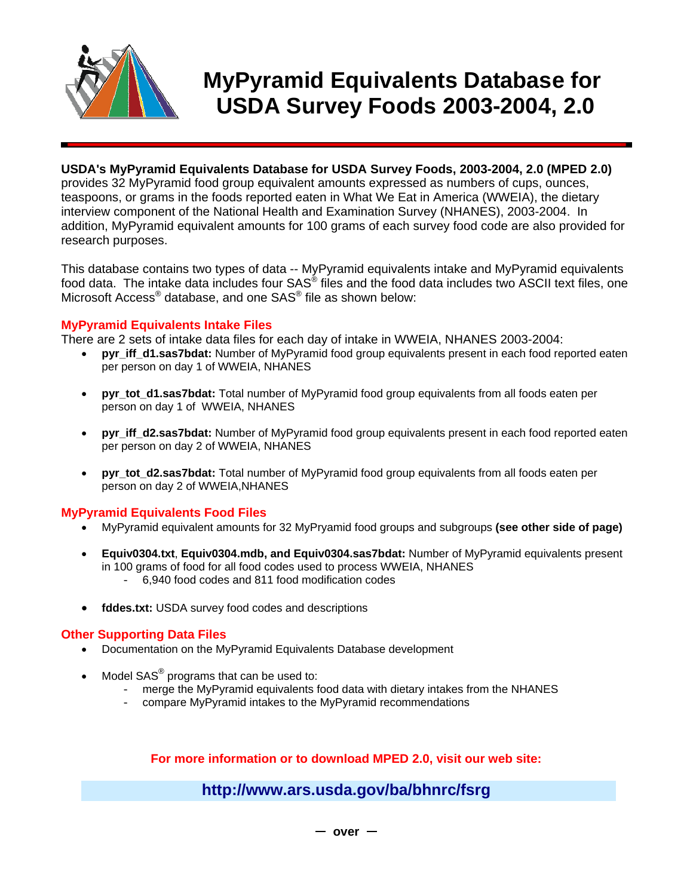# MyPyramid Equivalents Database for USDA Survey Foods 2003-2004, 2.0

**USDA's MyPyramid Equivalents Database for USDA Survey Foods, 2003-2004, 2.0 (MPED 2.0)** provides 32 MyPyramid food group equivalent amounts expressed as numbers of cups, ounces, teaspoons, or grams in the foods reported eaten in What We Eat in America (WWEIA), the dietary interview component of the National Health and Examination Survey (NHANES), 2003-2004. In addition, MyPyramid equivalent amounts for 100 grams of each survey food code are also provided for research purposes.

This database contains two types of data -- MyPyramid equivalents intake and MyPyramid equivalents food data. The intake data includes four SAS® files and the food data includes two ASCII text files, one Microsoft Access® database, and one SAS® file as shown below:

## MyPyramid Equivalents Intake Files

There are 2 sets of intake data files for each day of intake in WWEIA, NHANES 2003-2004:

- **pyr_iff_d1.sas7bdat:** Number of MyPyramid food group equivalents present in each food reported eaten per person on day 1 of WWEIA, NHANES
- **pyr_tot_d1.sas7bdat:** Total number of MyPyramid food group equivalents from all foods eaten per person on day 1 of WWEIA, NHANES
- **pyr_iff_d2.sas7bdat:** Number of MyPyramid food group equivalents present in each food reported eaten per person on day 2 of WWEIA, NHANES
- **pyr_tot_d2.sas7bdat:** Total number of MyPyramid food group equivalents from all foods eaten per person on day 2 of WWEIA,NHANES

## MyPyramid Equivalents Food Files

- MyPyramid equivalent amounts for 32 MyPryamid food groups and subgroups **(see other side of page)**
- **Equiv0304.txt**, **Equiv0304.mdb, and Equiv0304.sas7bdat:** Number of MyPyramid equivalents present in 100 grams of food for all food codes used to process WWEIA, NHANES
  - 6,940 food codes and 811 food modification codes
- **fddes.txt:** USDA survey food codes and descriptions

## Other Supporting Data Files

- Documentation on the MyPyramid Equivalents Database development
- Model SAS® programs that can be used to:
  - merge the MyPyramid equivalents food data with dietary intakes from the NHANES
  - compare MyPyramid intakes to the MyPyramid recommendations

**For more information or to download MPED 2.0, visit our web site:**

**http://www.ars.usda.gov/ba/bhnrc/fsrg**

— over —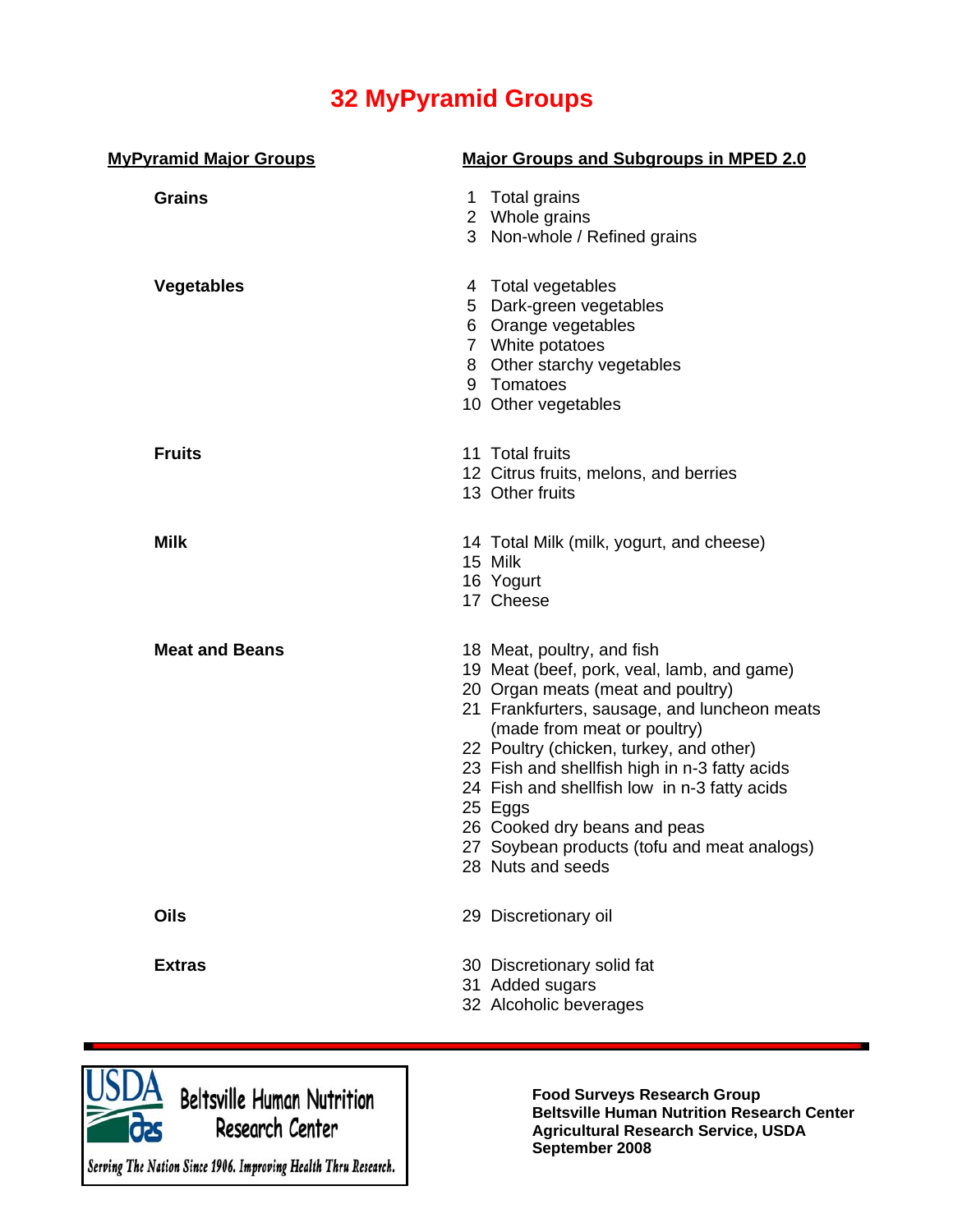# 32 MyPyramid Groups

| MyPyramid Major Groups | Major Groups and Subgroups in MPED 2.0 |
|---|---|
| **Grains** | 1 Total grains<br>2 Whole grains<br>3 Non-whole / Refined grains |
| **Vegetables** | 4 Total vegetables<br>5 Dark-green vegetables<br>6 Orange vegetables<br>7 White potatoes<br>8 Other starchy vegetables<br>9 Tomatoes<br>10 Other vegetables |
| **Fruits** | 11 Total fruits<br>12 Citrus fruits, melons, and berries<br>13 Other fruits |
| **Milk** | 14 Total Milk (milk, yogurt, and cheese)<br>15 Milk<br>16 Yogurt<br>17 Cheese |
| **Meat and Beans** | 18 Meat, poultry, and fish<br>19 Meat (beef, pork, veal, lamb, and game)<br>20 Organ meats (meat and poultry)<br>21 Frankfurters, sausage, and luncheon meats (made from meat or poultry)<br>22 Poultry (chicken, turkey, and other)<br>23 Fish and shellfish high in n-3 fatty acids<br>24 Fish and shellfish low in n-3 fatty acids<br>25 Eggs<br>26 Cooked dry beans and peas<br>27 Soybean products (tofu and meat analogs)<br>28 Nuts and seeds |
| **Oils** | 29 Discretionary oil |
| **Extras** | 30 Discretionary solid fat<br>31 Added sugars<br>32 Alcoholic beverages |

USDA ARS Beltsville Human Nutrition Research Center

Serving The Nation Since 1906. Improving Health Thru Research.

**Food Surveys Research Group**
**Beltsville Human Nutrition Research Center**
**Agricultural Research Service, USDA**
**September 2008**